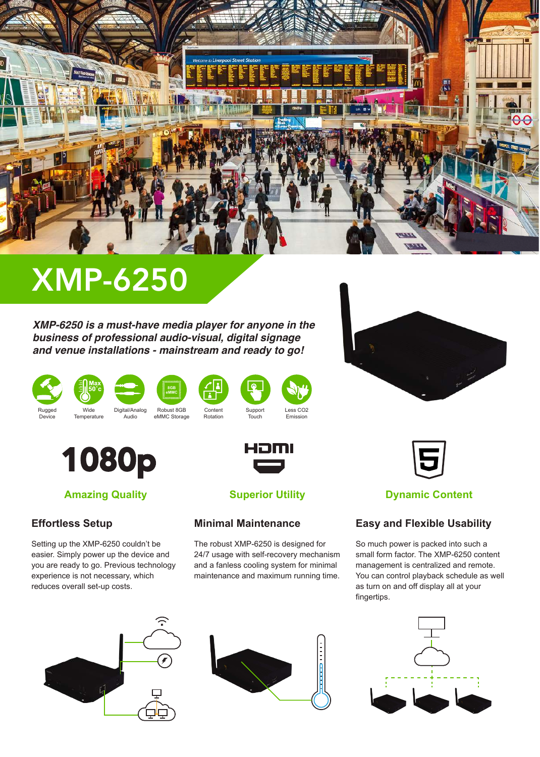# XMP-6250

***XMP-6250 is a must-have media player for anyone in the business of professional audio-visual, digital signage and venue installations - mainstream and ready to go!***

Rugged Device | Wide Temperature | Digital/Analog Audio | Robust 8GB eMMC Storage | Content Rotation | Support Touch | Less CO2 Emission

**1080p**

### Amazing Quality

**HDMI**

### Superior Utility

### Dynamic Content

## Effortless Setup

Setting up the XMP-6250 couldn't be easier. Simply power up the device and you are ready to go. Previous technology experience is not necessary, which reduces overall set-up costs.

## Minimal Maintenance

The robust XMP-6250 is designed for 24/7 usage with self-recovery mechanism and a fanless cooling system for minimal maintenance and maximum running time.

## Easy and Flexible Usability

So much power is packed into such a small form factor. The XMP-6250 content management is centralized and remote. You can control playback schedule as well as turn on and off display all at your fingertips.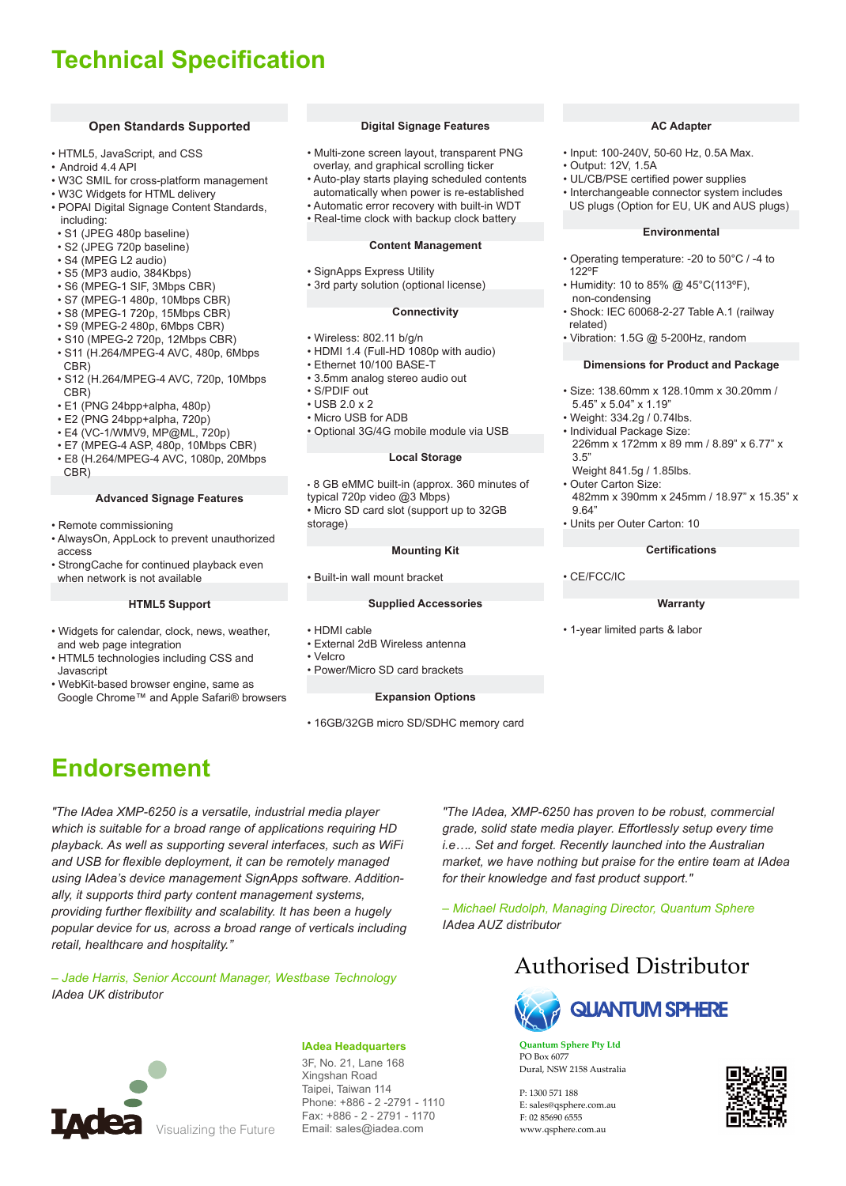# Technical Specification

### Open Standards Supported

- HTML5, JavaScript, and CSS
- Android 4.4 API
- W3C SMIL for cross-platform management
- W3C Widgets for HTML delivery
- POPAI Digital Signage Content Standards, including:
  - S1 (JPEG 480p baseline)
  - S2 (JPEG 720p baseline)
  - S4 (MPEG L2 audio)
  - S5 (MP3 audio, 384Kbps)
  - S6 (MPEG-1 SIF, 3Mbps CBR)
  - S7 (MPEG-1 480p, 10Mbps CBR)
  - S8 (MPEG-1 720p, 15Mbps CBR)
  - S9 (MPEG-2 480p, 6Mbps CBR)
  - S10 (MPEG-2 720p, 12Mbps CBR)
  - S11 (H.264/MPEG-4 AVC, 480p, 6Mbps CBR)
  - S12 (H.264/MPEG-4 AVC, 720p, 10Mbps CBR)
  - E1 (PNG 24bpp+alpha, 480p)
  - E2 (PNG 24bpp+alpha, 720p)
  - E4 (VC-1/WMV9, MP@ML, 720p)
  - E7 (MPEG-4 ASP, 480p, 10Mbps CBR)
  - E8 (H.264/MPEG-4 AVC, 1080p, 20Mbps CBR)

### Advanced Signage Features

- Remote commissioning
- AlwaysOn, AppLock to prevent unauthorized access
- StrongCache for continued playback even when network is not available

### HTML5 Support

- Widgets for calendar, clock, news, weather, and web page integration
- HTML5 technologies including CSS and Javascript
- WebKit-based browser engine, same as Google Chrome™ and Apple Safari® browsers

### Digital Signage Features

- Multi-zone screen layout, transparent PNG overlay, and graphical scrolling ticker
- Auto-play starts playing scheduled contents automatically when power is re-established
- Automatic error recovery with built-in WDT
- Real-time clock with backup clock battery

### Content Management

- SignApps Express Utility
- 3rd party solution (optional license)

### Connectivity

- Wireless: 802.11 b/g/n
- HDMI 1.4 (Full-HD 1080p with audio)
- Ethernet 10/100 BASE-T
- 3.5mm analog stereo audio out
- S/PDIF out
- USB 2.0 x 2
- Micro USB for ADB
- Optional 3G/4G mobile module via USB

### Local Storage

- 8 GB eMMC built-in (approx. 360 minutes of typical 720p video @3 Mbps)
- Micro SD card slot (support up to 32GB storage)

### Mounting Kit

- Built-in wall mount bracket

### Supplied Accessories

- HDMI cable
- External 2dB Wireless antenna
- Velcro
- Power/Micro SD card brackets

### Expansion Options

- 16GB/32GB micro SD/SDHC memory card

### AC Adapter

- Input: 100-240V, 50-60 Hz, 0.5A Max.
- Output: 12V, 1.5A
- UL/CB/PSE certified power supplies
- Interchangeable connector system includes US plugs (Option for EU, UK and AUS plugs)

### Environmental

- Operating temperature: -20 to 50°C / -4 to 122ºF
- Humidity: 10 to 85% @ 45°C(113ºF), non-condensing
- Shock: IEC 60068-2-27 Table A.1 (railway related)
- Vibration: 1.5G @ 5-200Hz, random

### Dimensions for Product and Package

- Size: 138.60mm x 128.10mm x 30.20mm / 5.45" x 5.04" x 1.19"
- Weight: 334.2g / 0.74lbs.
- Individual Package Size: 226mm x 172mm x 89 mm / 8.89" x 6.77" x 3.5"
  Weight 841.5g / 1.85lbs.
- Outer Carton Size: 482mm x 390mm x 245mm / 18.97" x 15.35" x 9.64"
- Units per Outer Carton: 10

### Certifications

- CE/FCC/IC

### Warranty

- 1-year limited parts & labor

# Endorsement

*"The IAdea XMP-6250 is a versatile, industrial media player which is suitable for a broad range of applications requiring HD playback. As well as supporting several interfaces, such as WiFi and USB for flexible deployment, it can be remotely managed using IAdea's device management SignApps software. Additionally, it supports third party content management systems, providing further flexibility and scalability. It has been a hugely popular device for us, across a broad range of verticals including retail, healthcare and hospitality."*

*– Jade Harris, Senior Account Manager, Westbase Technology*
*IAdea UK distributor*

*"The IAdea, XMP-6250 has proven to be robust, commercial grade, solid state media player. Effortlessly setup every time i.e…. Set and forget. Recently launched into the Australian market, we have nothing but praise for the entire team at IAdea for their knowledge and fast product support."*

*– Michael Rudolph, Managing Director, Quantum Sphere*
*IAdea AUZ distributor*

IAdea Visualizing the Future

**IAdea Headquarters**
3F, No. 21, Lane 168
Xingshan Road
Taipei, Taiwan 114
Phone: +886 - 2 -2791 - 1110
Fax: +886 - 2 - 2791 - 1170
Email: sales@iadea.com

## Authorised Distributor

QUANTUM SPHERE

**Quantum Sphere Pty Ltd**
PO Box 6077
Dural, NSW 2158 Australia

P: 1300 571 188
E: sales@qsphere.com.au
F: 02 85690 6555
www.qsphere.com.au